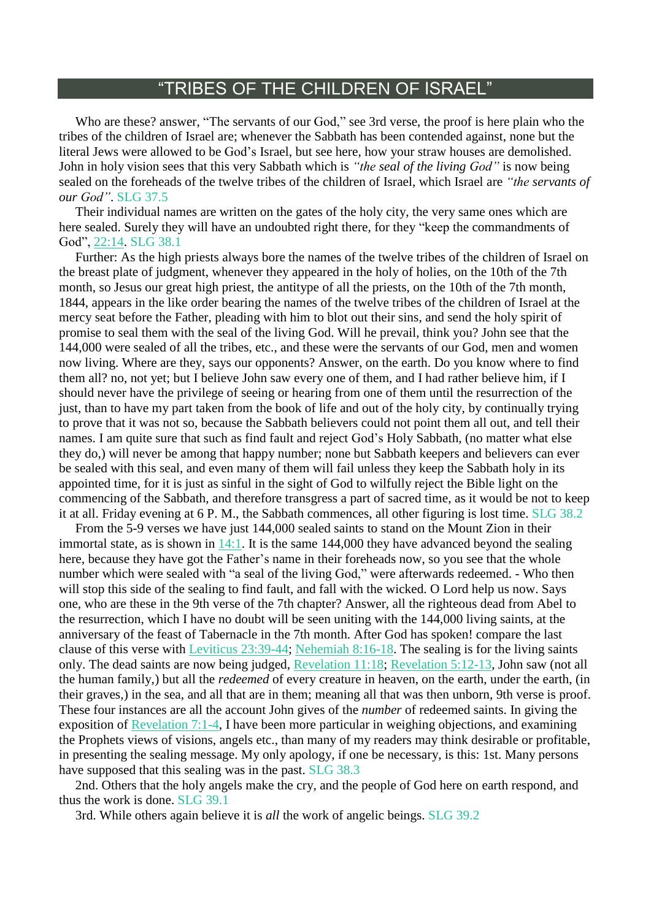# "TRIBES OF THE CHILDREN OF ISRAEL"

Who are these? answer, "The servants of our God," see 3rd verse, the proof is here plain who the tribes of the children of Israel are; whenever the Sabbath has been contended against, none but the literal Jews were allowed to be God's Israel, but see here, how your straw houses are demolished. John in holy vision sees that this very Sabbath which is *"the seal of the living God"* is now being sealed on the foreheads of the twelve tribes of the children of Israel, which Israel are *"the servants of our God"*. SLG 37.5

Their individual names are written on the gates of the holy city, the very same ones which are here sealed. Surely they will have an undoubted right there, for they "keep the commandments of God", 22:14. SLG 38.1

Further: As the high priests always bore the names of the twelve tribes of the children of Israel on the breast plate of judgment, whenever they appeared in the holy of holies, on the 10th of the 7th month, so Jesus our great high priest, the antitype of all the priests, on the 10th of the 7th month, 1844, appears in the like order bearing the names of the twelve tribes of the children of Israel at the mercy seat before the Father, pleading with him to blot out their sins, and send the holy spirit of promise to seal them with the seal of the living God. Will he prevail, think you? John see that the 144,000 were sealed of all the tribes, etc., and these were the servants of our God, men and women now living. Where are they, says our opponents? Answer, on the earth. Do you know where to find them all? no, not yet; but I believe John saw every one of them, and I had rather believe him, if I should never have the privilege of seeing or hearing from one of them until the resurrection of the just, than to have my part taken from the book of life and out of the holy city, by continually trying to prove that it was not so, because the Sabbath believers could not point them all out, and tell their names. I am quite sure that such as find fault and reject God's Holy Sabbath, (no matter what else they do,) will never be among that happy number; none but Sabbath keepers and believers can ever be sealed with this seal, and even many of them will fail unless they keep the Sabbath holy in its appointed time, for it is just as sinful in the sight of God to wilfully reject the Bible light on the commencing of the Sabbath, and therefore transgress a part of sacred time, as it would be not to keep it at all. Friday evening at 6 P. M., the Sabbath commences, all other figuring is lost time. SLG 38.2

From the 5-9 verses we have just 144,000 sealed saints to stand on the Mount Zion in their immortal state, as is shown in 14:1. It is the same 144,000 they have advanced beyond the sealing here, because they have got the Father's name in their foreheads now, so you see that the whole number which were sealed with "a seal of the living God," were afterwards redeemed. - Who then will stop this side of the sealing to find fault, and fall with the wicked. O Lord help us now. Says one, who are these in the 9th verse of the 7th chapter? Answer, all the righteous dead from Abel to the resurrection, which I have no doubt will be seen uniting with the 144,000 living saints, at the anniversary of the feast of Tabernacle in the 7th month. After God has spoken! compare the last clause of this verse with Leviticus 23:39-44; Nehemiah 8:16-18. The sealing is for the living saints only. The dead saints are now being judged, Revelation 11:18; Revelation 5:12-13, John saw (not all the human family,) but all the *redeemed* of every creature in heaven, on the earth, under the earth, (in their graves,) in the sea, and all that are in them; meaning all that was then unborn, 9th verse is proof. These four instances are all the account John gives of the *number* of redeemed saints. In giving the exposition of Revelation 7:1-4, I have been more particular in weighing objections, and examining the Prophets views of visions, angels etc., than many of my readers may think desirable or profitable, in presenting the sealing message. My only apology, if one be necessary, is this: 1st. Many persons have supposed that this sealing was in the past. SLG 38.3

2nd. Others that the holy angels make the cry, and the people of God here on earth respond, and thus the work is done. SLG 39.1

3rd. While others again believe it is *all* the work of angelic beings. SLG 39.2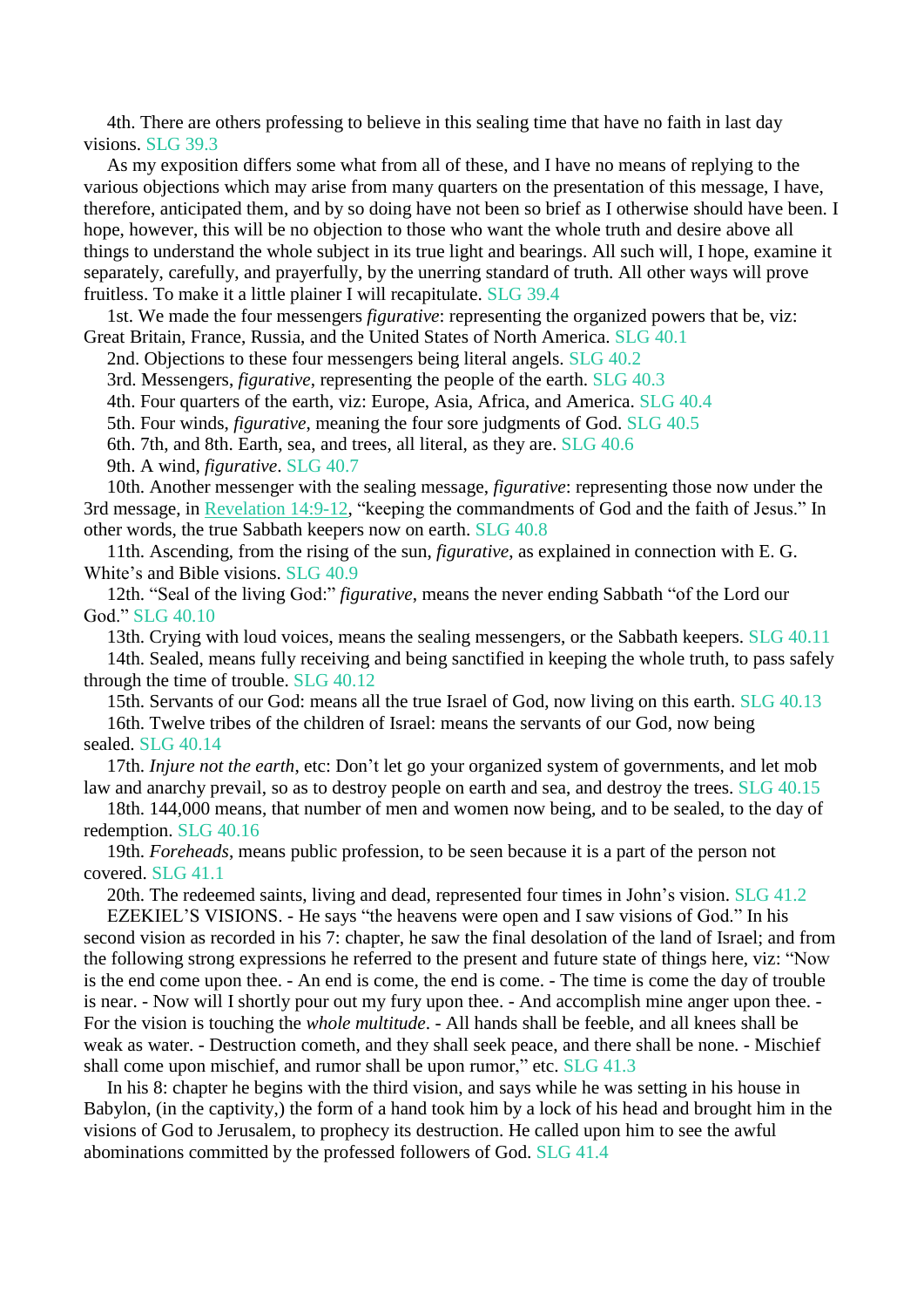4th. There are others professing to believe in this sealing time that have no faith in last day visions. SLG 39.3

As my exposition differs some what from all of these, and I have no means of replying to the various objections which may arise from many quarters on the presentation of this message, I have, therefore, anticipated them, and by so doing have not been so brief as I otherwise should have been. I hope, however, this will be no objection to those who want the whole truth and desire above all things to understand the whole subject in its true light and bearings. All such will, I hope, examine it separately, carefully, and prayerfully, by the unerring standard of truth. All other ways will prove fruitless. To make it a little plainer I will recapitulate. SLG 39.4

1st. We made the four messengers *figurative*: representing the organized powers that be, viz: Great Britain, France, Russia, and the United States of North America. SLG 40.1

2nd. Objections to these four messengers being literal angels. SLG 40.2

3rd. Messengers, *figurative*, representing the people of the earth. SLG 40.3

4th. Four quarters of the earth, viz: Europe, Asia, Africa, and America. SLG 40.4

5th. Four winds, *figurative*, meaning the four sore judgments of God. SLG 40.5

6th. 7th, and 8th. Earth, sea, and trees, all literal, as they are. SLG 40.6

9th. A wind, *figurative*. SLG 40.7

10th. Another messenger with the sealing message, *figurative*: representing those now under the 3rd message, in Revelation 14:9-12, "keeping the commandments of God and the faith of Jesus." In other words, the true Sabbath keepers now on earth. SLG 40.8

11th. Ascending, from the rising of the sun, *figurative*, as explained in connection with E. G. White's and Bible visions. SLG 40.9

12th. "Seal of the living God:" *figurative*, means the never ending Sabbath "of the Lord our God." SLG 40.10

13th. Crying with loud voices, means the sealing messengers, or the Sabbath keepers. SLG 40.11

14th. Sealed, means fully receiving and being sanctified in keeping the whole truth, to pass safely through the time of trouble. SLG 40.12

15th. Servants of our God: means all the true Israel of God, now living on this earth. SLG 40.13

16th. Twelve tribes of the children of Israel: means the servants of our God, now being sealed. SLG 40.14

17th. *Injure not the earth*, etc: Don't let go your organized system of governments, and let mob law and anarchy prevail, so as to destroy people on earth and sea, and destroy the trees. SLG 40.15

18th. 144,000 means, that number of men and women now being, and to be sealed, to the day of redemption. SLG 40.16

19th. *Foreheads*, means public profession, to be seen because it is a part of the person not covered. SLG 41.1

20th. The redeemed saints, living and dead, represented four times in John's vision. SLG 41.2

EZEKIEL'S VISIONS. - He says "the heavens were open and I saw visions of God." In his second vision as recorded in his 7: chapter, he saw the final desolation of the land of Israel; and from the following strong expressions he referred to the present and future state of things here, viz: "Now is the end come upon thee. - An end is come, the end is come. - The time is come the day of trouble is near. - Now will I shortly pour out my fury upon thee. - And accomplish mine anger upon thee. - For the vision is touching the *whole multitude*. - All hands shall be feeble, and all knees shall be weak as water. - Destruction cometh, and they shall seek peace, and there shall be none. - Mischief shall come upon mischief, and rumor shall be upon rumor," etc. SLG 41.3

In his 8: chapter he begins with the third vision, and says while he was setting in his house in Babylon, (in the captivity,) the form of a hand took him by a lock of his head and brought him in the visions of God to Jerusalem, to prophecy its destruction. He called upon him to see the awful abominations committed by the professed followers of God. SLG 41.4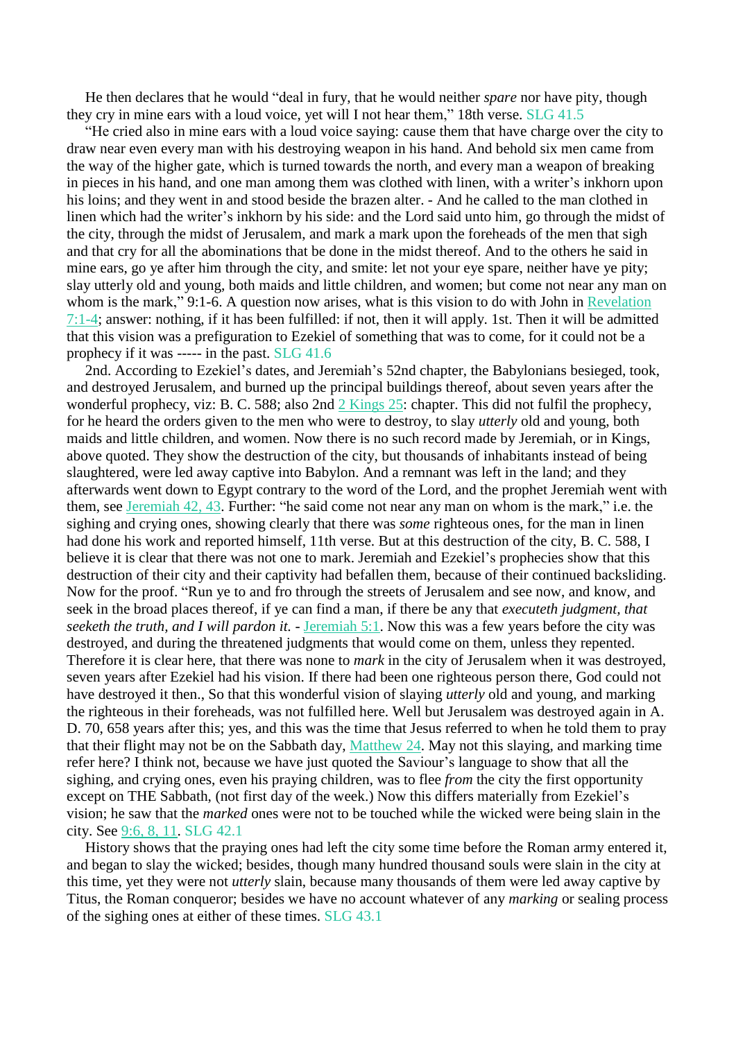He then declares that he would "deal in fury, that he would neither *spare* nor have pity, though they cry in mine ears with a loud voice, yet will I not hear them," 18th verse. SLG 41.5

"He cried also in mine ears with a loud voice saying: cause them that have charge over the city to draw near even every man with his destroying weapon in his hand. And behold six men came from the way of the higher gate, which is turned towards the north, and every man a weapon of breaking in pieces in his hand, and one man among them was clothed with linen, with a writer's inkhorn upon his loins; and they went in and stood beside the brazen alter. - And he called to the man clothed in linen which had the writer's inkhorn by his side: and the Lord said unto him, go through the midst of the city, through the midst of Jerusalem, and mark a mark upon the foreheads of the men that sigh and that cry for all the abominations that be done in the midst thereof. And to the others he said in mine ears, go ye after him through the city, and smite: let not your eye spare, neither have ye pity; slay utterly old and young, both maids and little children, and women; but come not near any man on whom is the mark," 9:1-6. A question now arises, what is this vision to do with John in Revelation 7:1-4; answer: nothing, if it has been fulfilled: if not, then it will apply. 1st. Then it will be admitted that this vision was a prefiguration to Ezekiel of something that was to come, for it could not be a prophecy if it was ----- in the past. SLG 41.6

2nd. According to Ezekiel's dates, and Jeremiah's 52nd chapter, the Babylonians besieged, took, and destroyed Jerusalem, and burned up the principal buildings thereof, about seven years after the wonderful prophecy, viz: B. C. 588; also 2nd 2 Kings 25: chapter. This did not fulfil the prophecy, for he heard the orders given to the men who were to destroy, to slay *utterly* old and young, both maids and little children, and women. Now there is no such record made by Jeremiah, or in Kings, above quoted. They show the destruction of the city, but thousands of inhabitants instead of being slaughtered, were led away captive into Babylon. And a remnant was left in the land; and they afterwards went down to Egypt contrary to the word of the Lord, and the prophet Jeremiah went with them, see Jeremiah 42, 43. Further: "he said come not near any man on whom is the mark," i.e. the sighing and crying ones, showing clearly that there was *some* righteous ones, for the man in linen had done his work and reported himself, 11th verse. But at this destruction of the city, B. C. 588, I believe it is clear that there was not one to mark. Jeremiah and Ezekiel's prophecies show that this destruction of their city and their captivity had befallen them, because of their continued backsliding. Now for the proof. "Run ye to and fro through the streets of Jerusalem and see now, and know, and seek in the broad places thereof, if ye can find a man, if there be any that *executeth judgment, that seeketh the truth, and I will pardon it.* - Jeremiah 5:1. Now this was a few years before the city was destroyed, and during the threatened judgments that would come on them, unless they repented. Therefore it is clear here, that there was none to *mark* in the city of Jerusalem when it was destroyed, seven years after Ezekiel had his vision. If there had been one righteous person there, God could not have destroyed it then., So that this wonderful vision of slaying *utterly* old and young, and marking the righteous in their foreheads, was not fulfilled here. Well but Jerusalem was destroyed again in A. D. 70, 658 years after this; yes, and this was the time that Jesus referred to when he told them to pray that their flight may not be on the Sabbath day, Matthew 24. May not this slaying, and marking time refer here? I think not, because we have just quoted the Saviour's language to show that all the sighing, and crying ones, even his praying children, was to flee *from* the city the first opportunity except on THE Sabbath, (not first day of the week.) Now this differs materially from Ezekiel's vision; he saw that the *marked* ones were not to be touched while the wicked were being slain in the city. See 9:6, 8, 11. SLG 42.1

History shows that the praying ones had left the city some time before the Roman army entered it, and began to slay the wicked; besides, though many hundred thousand souls were slain in the city at this time, yet they were not *utterly* slain, because many thousands of them were led away captive by Titus, the Roman conqueror; besides we have no account whatever of any *marking* or sealing process of the sighing ones at either of these times. SLG 43.1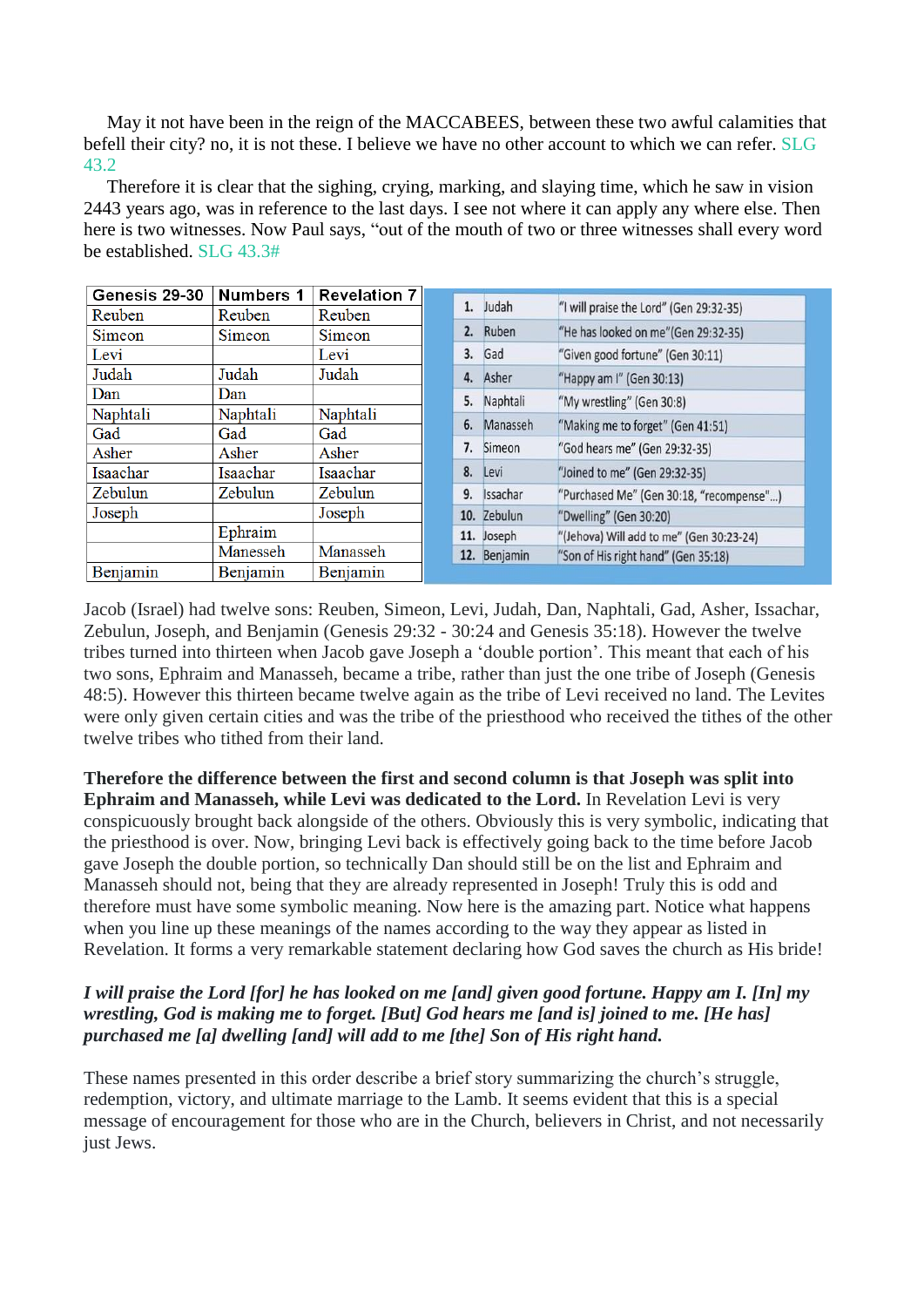May it not have been in the reign of the MACCABEES, between these two awful calamities that befell their city? no, it is not these. I believe we have no other account to which we can refer. SLG 43.2

Therefore it is clear that the sighing, crying, marking, and slaying time, which he saw in vision 2443 years ago, was in reference to the last days. I see not where it can apply any where else. Then here is two witnesses. Now Paul says, "out of the mouth of two or three witnesses shall every word be established. SLG 43.3#

| Genesis 29-30 | Numbers 1 | Revelation 7 |
|---|---|---|
| Reuben | Reuben | Reuben |
| Simeon | Simeon | Simeon |
| Levi | | Levi |
| Judah | Judah | Judah |
| Dan | Dan | |
| Naphtali | Naphtali | Naphtali |
| Gad | Gad | Gad |
| Asher | Asher | Asher |
| Isaachar | Isaachar | Isaachar |
| Zebulun | Zebulun | Zebulun |
| Joseph | | Joseph |
| | Ephraim | |
| | Manesseh | Manasseh |
| Benjamin | Benjamin | Benjamin |

| | | |
|---|---|---|
| 1. | Judah | "I will praise the Lord" (Gen 29:32-35) |
| 2. | Ruben | "He has looked on me"(Gen 29:32-35) |
| 3. | Gad | "Given good fortune" (Gen 30:11) |
| 4. | Asher | "Happy am I" (Gen 30:13) |
| 5. | Naphtali | "My wrestling" (Gen 30:8) |
| 6. | Manasseh | "Making me to forget" (Gen 41:51) |
| 7. | Simeon | "God hears me" (Gen 29:32-35) |
| 8. | Levi | "Joined to me" (Gen 29:32-35) |
| 9. | Issachar | "Purchased Me" (Gen 30:18, "recompense"...) |
| 10. | Zebulun | "Dwelling" (Gen 30:20) |
| 11. | Joseph | "(Jehova) Will add to me" (Gen 30:23-24) |
| 12. | Benjamin | "Son of His right hand" (Gen 35:18) |

Jacob (Israel) had twelve sons: Reuben, Simeon, Levi, Judah, Dan, Naphtali, Gad, Asher, Issachar, Zebulun, Joseph, and Benjamin (Genesis 29:32 - 30:24 and Genesis 35:18). However the twelve tribes turned into thirteen when Jacob gave Joseph a 'double portion'. This meant that each of his two sons, Ephraim and Manasseh, became a tribe, rather than just the one tribe of Joseph (Genesis 48:5). However this thirteen became twelve again as the tribe of Levi received no land. The Levites were only given certain cities and was the tribe of the priesthood who received the tithes of the other twelve tribes who tithed from their land.

**Therefore the difference between the first and second column is that Joseph was split into Ephraim and Manasseh, while Levi was dedicated to the Lord.** In Revelation Levi is very conspicuously brought back alongside of the others. Obviously this is very symbolic, indicating that the priesthood is over. Now, bringing Levi back is effectively going back to the time before Jacob gave Joseph the double portion, so technically Dan should still be on the list and Ephraim and Manasseh should not, being that they are already represented in Joseph! Truly this is odd and therefore must have some symbolic meaning. Now here is the amazing part. Notice what happens when you line up these meanings of the names according to the way they appear as listed in Revelation. It forms a very remarkable statement declaring how God saves the church as His bride!

***I will praise the Lord [for] he has looked on me [and] given good fortune. Happy am I. [In] my wrestling, God is making me to forget. [But] God hears me [and is] joined to me. [He has] purchased me [a] dwelling [and] will add to me [the] Son of His right hand.***

These names presented in this order describe a brief story summarizing the church's struggle, redemption, victory, and ultimate marriage to the Lamb. It seems evident that this is a special message of encouragement for those who are in the Church, believers in Christ, and not necessarily just Jews.